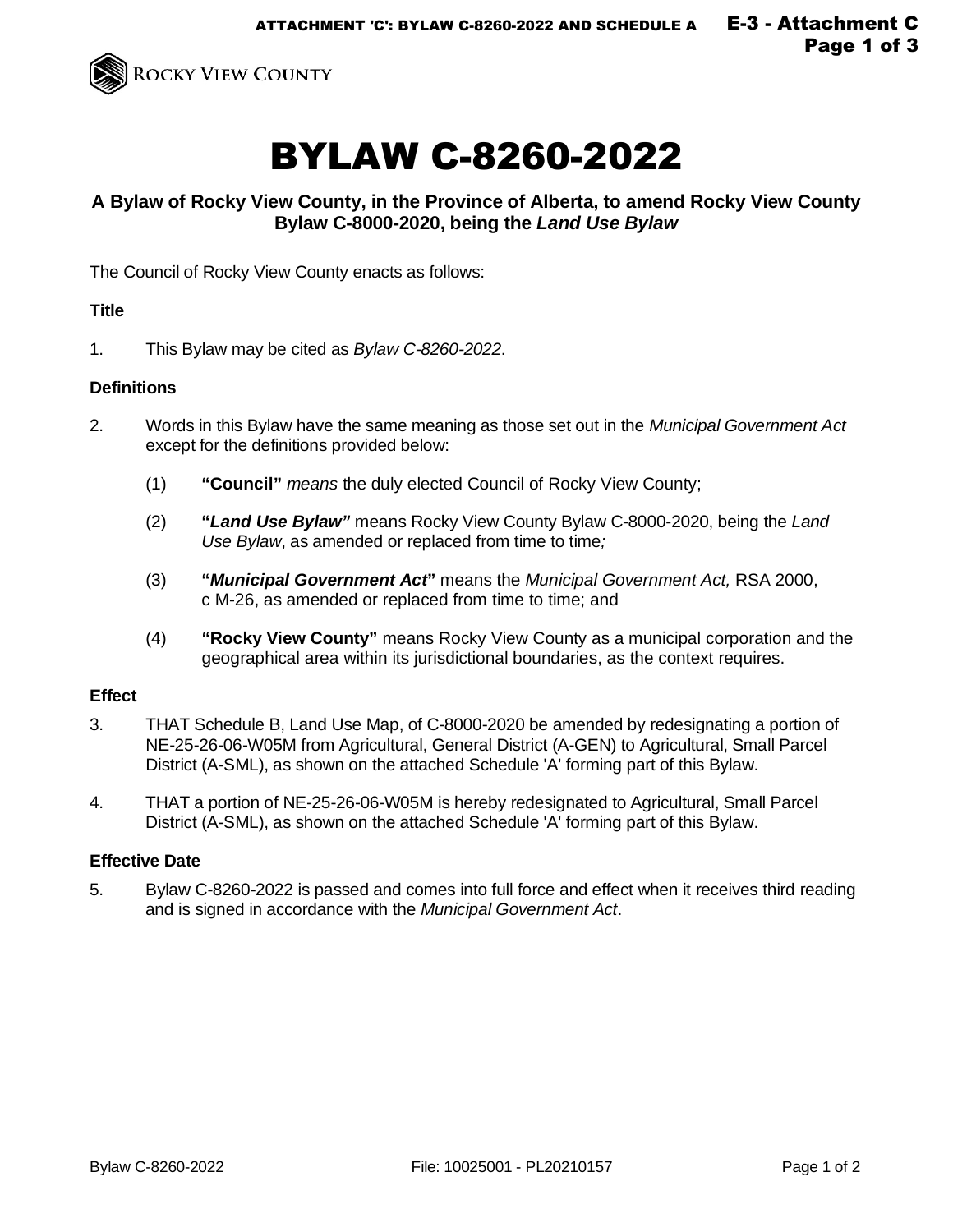# BYLAW C-8260-2022

**A Bylaw of Rocky View County, in the Province of Alberta, to amend Rocky View County Bylaw C-8000-2020, being the *Land Use Bylaw***

The Council of Rocky View County enacts as follows:

### Title

1. This Bylaw may be cited as *Bylaw C-8260-2022*.

### Definitions

2. Words in this Bylaw have the same meaning as those set out in the *Municipal Government Act* except for the definitions provided below:

   (1) **"Council"** *means* the duly elected Council of Rocky View County;

   (2) **"*Land Use Bylaw*"** means Rocky View County Bylaw C-8000-2020, being the *Land Use Bylaw*, as amended or replaced from time to time;

   (3) **"*Municipal Government Act*"** means the *Municipal Government Act,* RSA 2000, c M-26, as amended or replaced from time to time; and

   (4) **"Rocky View County"** means Rocky View County as a municipal corporation and the geographical area within its jurisdictional boundaries, as the context requires.

### Effect

3. THAT Schedule B, Land Use Map, of C-8000-2020 be amended by redesignating a portion of NE-25-26-06-W05M from Agricultural, General District (A-GEN) to Agricultural, Small Parcel District (A-SML), as shown on the attached Schedule 'A' forming part of this Bylaw.

4. THAT a portion of NE-25-26-06-W05M is hereby redesignated to Agricultural, Small Parcel District (A-SML), as shown on the attached Schedule 'A' forming part of this Bylaw.

### Effective Date

5. Bylaw C-8260-2022 is passed and comes into full force and effect when it receives third reading and is signed in accordance with the *Municipal Government Act*.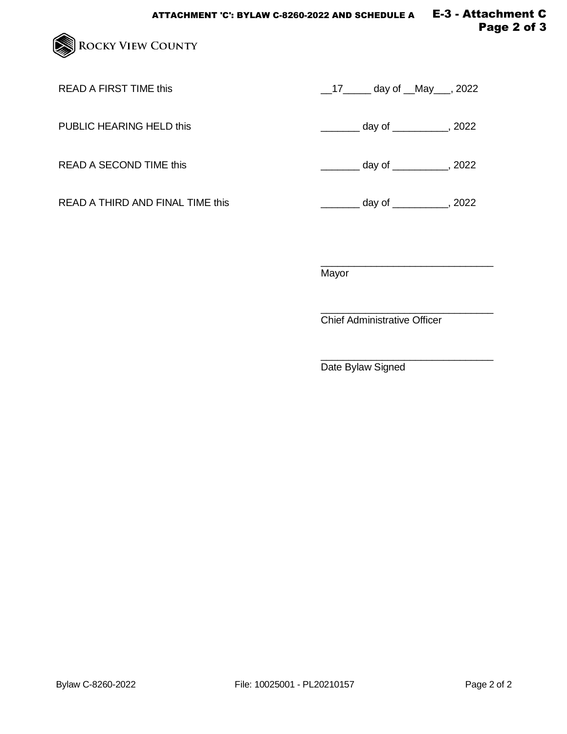READ A FIRST TIME this __17_____ day of __May___, 2022

PUBLIC HEARING HELD this _______ day of __________, 2022

READ A SECOND TIME this _______ day of __________, 2022

READ A THIRD AND FINAL TIME this _______ day of __________, 2022

_______________________________
Mayor

_______________________________
Chief Administrative Officer

_______________________________
Date Bylaw Signed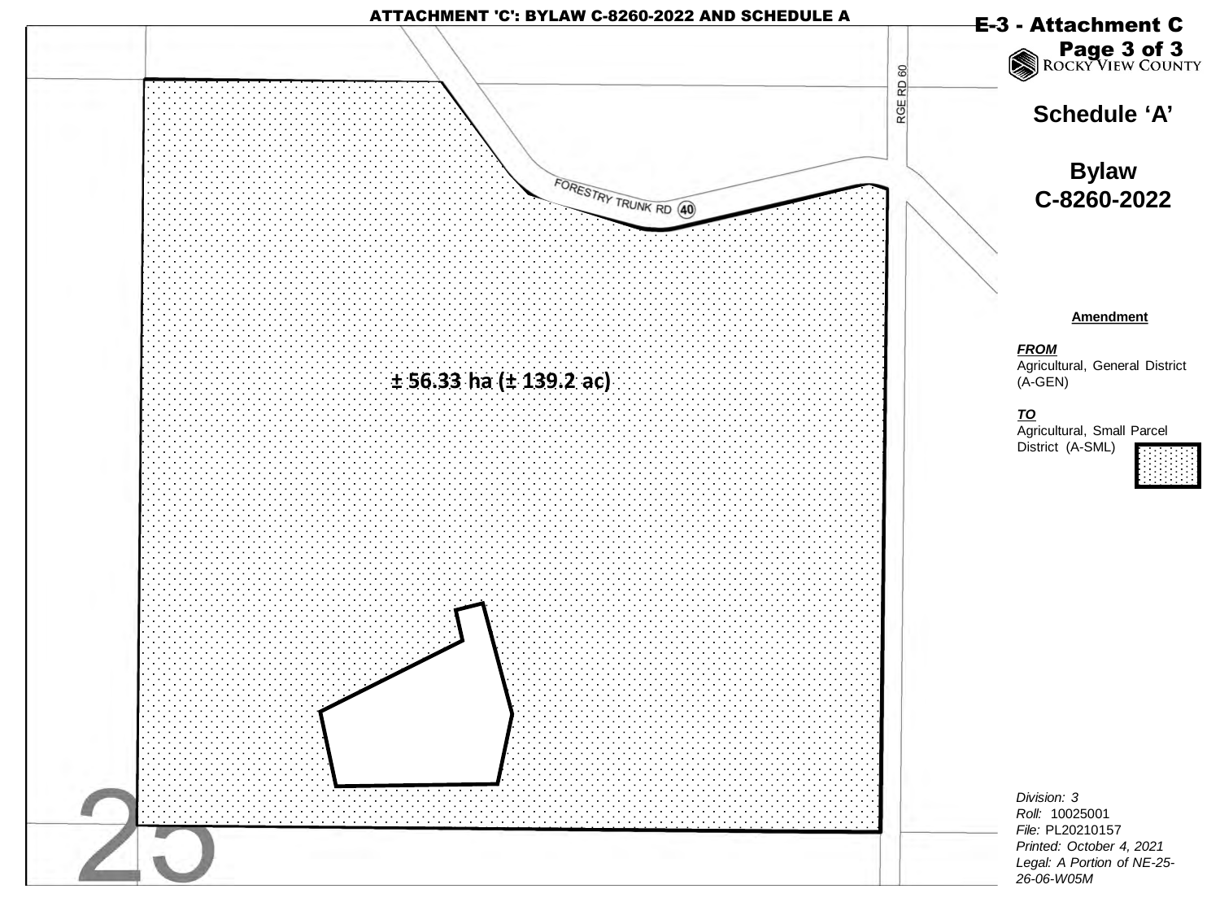ATTACHMENT 'C': BYLAW C-8260-2022 AND SCHEDULE A

E-3 - Attachment C

ROCKY VIEW COUNTY

RGE RD 60

FORESTRY TRUNK RD 40

± 56.33 ha (± 139.2 ac)

25

# Schedule 'A'

## Bylaw C-8260-2022

**Amendment**

***FROM***
Agricultural, General District (A-GEN)

***TO***
Agricultural, Small Parcel District (A-SML)

*Division:* 3
*Roll:* 10025001
*File:* PL20210157
*Printed: October 4, 2021*
*Legal: A Portion of NE-25-26-06-W05M*